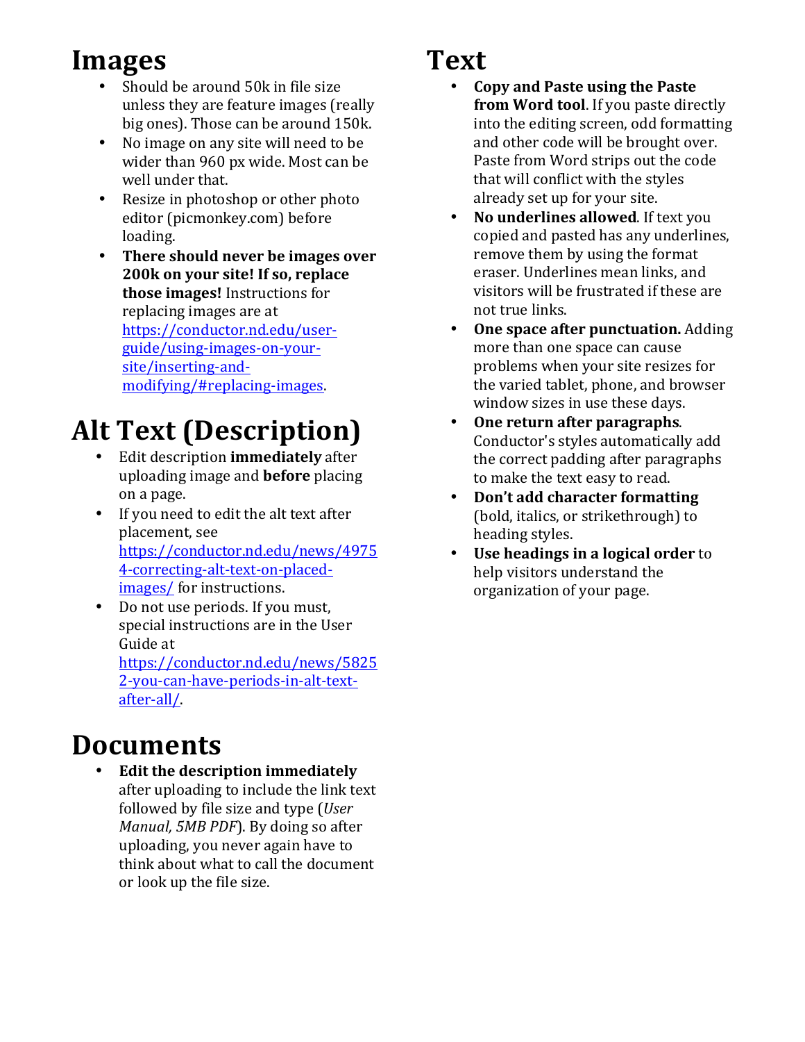# Images

- Should be around 50k in file size unless they are feature images (really big ones). Those can be around 150k.
- No image on any site will need to be wider than 960 px wide. Most can be well under that.
- Resize in photoshop or other photo editor (picmonkey.com) before loading.
- **There should never be images over 200k on your site! If so, replace those images!** Instructions for replacing images are at https://conductor.nd.edu/user-guide/using-images-on-your-site/inserting-and-modifying/#replacing-images.

# Alt Text (Description)

- Edit description **immediately** after uploading image and **before** placing on a page.
- If you need to edit the alt text after placement, see https://conductor.nd.edu/news/49754-correcting-alt-text-on-placed-images/ for instructions.
- Do not use periods. If you must, special instructions are in the User Guide at https://conductor.nd.edu/news/58252-you-can-have-periods-in-alt-text-after-all/.

# Documents

- **Edit the description immediately** after uploading to include the link text followed by file size and type (*User Manual, 5MB PDF*). By doing so after uploading, you never again have to think about what to call the document or look up the file size.

# Text

- **Copy and Paste using the Paste from Word tool**. If you paste directly into the editing screen, odd formatting and other code will be brought over. Paste from Word strips out the code that will conflict with the styles already set up for your site.
- **No underlines allowed**. If text you copied and pasted has any underlines, remove them by using the format eraser. Underlines mean links, and visitors will be frustrated if these are not true links.
- **One space after punctuation.** Adding more than one space can cause problems when your site resizes for the varied tablet, phone, and browser window sizes in use these days.
- **One return after paragraphs**. Conductor's styles automatically add the correct padding after paragraphs to make the text easy to read.
- **Don't add character formatting** (bold, italics, or strikethrough) to heading styles.
- **Use headings in a logical order** to help visitors understand the organization of your page.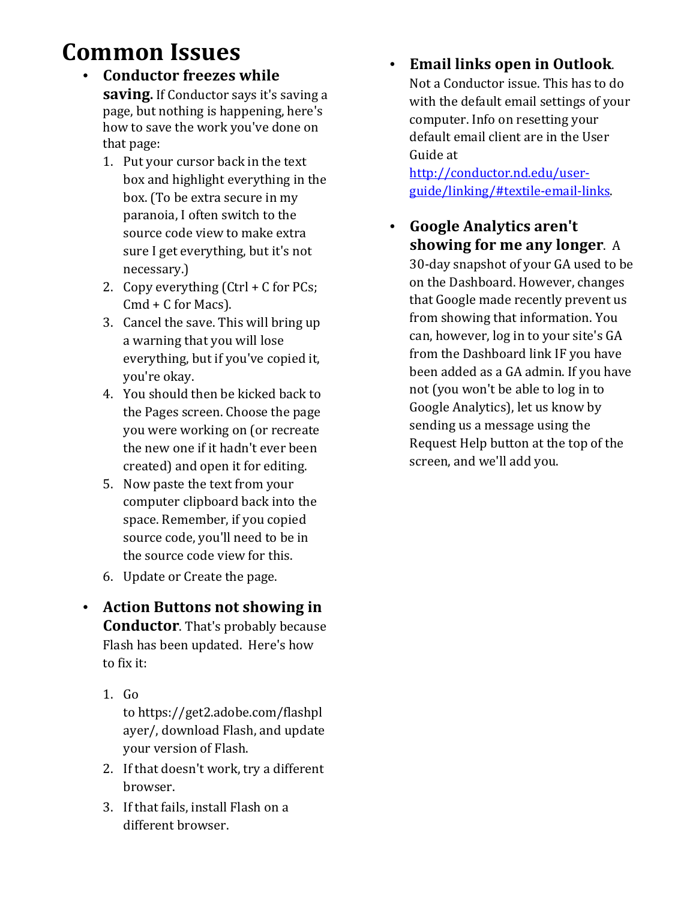# Common Issues

- **Conductor freezes while saving.** If Conductor says it's saving a page, but nothing is happening, here's how to save the work you've done on that page:
  1. Put your cursor back in the text box and highlight everything in the box. (To be extra secure in my paranoia, I often switch to the source code view to make extra sure I get everything, but it's not necessary.)
  2. Copy everything (Ctrl + C for PCs; Cmd + C for Macs).
  3. Cancel the save. This will bring up a warning that you will lose everything, but if you've copied it, you're okay.
  4. You should then be kicked back to the Pages screen. Choose the page you were working on (or recreate the new one if it hadn't ever been created) and open it for editing.
  5. Now paste the text from your computer clipboard back into the space. Remember, if you copied source code, you'll need to be in the source code view for this.
  6. Update or Create the page.

- **Action Buttons not showing in Conductor**. That's probably because Flash has been updated. Here's how to fix it:

  1. Go to https://get2.adobe.com/flashplayer/, download Flash, and update your version of Flash.
  2. If that doesn't work, try a different browser.
  3. If that fails, install Flash on a different browser.

- **Email links open in Outlook**. Not a Conductor issue. This has to do with the default email settings of your computer. Info on resetting your default email client are in the User Guide at [http://conductor.nd.edu/user-guide/linking/#textile-email-links](http://conductor.nd.edu/user-guide/linking/#textile-email-links).

- **Google Analytics aren't showing for me any longer**. A 30-day snapshot of your GA used to be on the Dashboard. However, changes that Google made recently prevent us from showing that information. You can, however, log in to your site's GA from the Dashboard link IF you have been added as a GA admin. If you have not (you won't be able to log in to Google Analytics), let us know by sending us a message using the Request Help button at the top of the screen, and we'll add you.